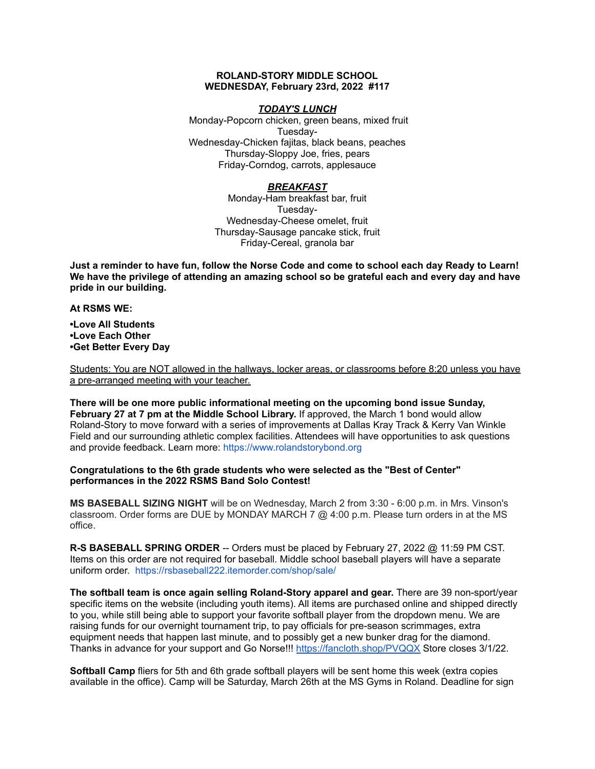**ROLAND-STORY MIDDLE SCHOOL**
**WEDNESDAY, February 23rd, 2022 #117**

***TODAY'S LUNCH***

Monday-Popcorn chicken, green beans, mixed fruit
Tuesday-
Wednesday-Chicken fajitas, black beans, peaches
Thursday-Sloppy Joe, fries, pears
Friday-Corndog, carrots, applesauce

***BREAKFAST***

Monday-Ham breakfast bar, fruit
Tuesday-
Wednesday-Cheese omelet, fruit
Thursday-Sausage pancake stick, fruit
Friday-Cereal, granola bar

**Just a reminder to have fun, follow the Norse Code and come to school each day Ready to Learn! We have the privilege of attending an amazing school so be grateful each and every day and have pride in our building.**

**At RSMS WE:**

**•Love All Students**
**•Love Each Other**
**•Get Better Every Day**

Students: You are NOT allowed in the hallways, locker areas, or classrooms before 8:20 unless you have a pre-arranged meeting with your teacher.

**There will be one more public informational meeting on the upcoming bond issue Sunday, February 27 at 7 pm at the Middle School Library.** If approved, the March 1 bond would allow Roland-Story to move forward with a series of improvements at Dallas Kray Track & Kerry Van Winkle Field and our surrounding athletic complex facilities. Attendees will have opportunities to ask questions and provide feedback. Learn more: https://www.rolandstorybond.org

**Congratulations to the 6th grade students who were selected as the "Best of Center" performances in the 2022 RSMS Band Solo Contest!**

**MS BASEBALL SIZING NIGHT** will be on Wednesday, March 2 from 3:30 - 6:00 p.m. in Mrs. Vinson's classroom. Order forms are DUE by MONDAY MARCH 7 @ 4:00 p.m. Please turn orders in at the MS office.

**R-S BASEBALL SPRING ORDER** -- Orders must be placed by February 27, 2022 @ 11:59 PM CST. Items on this order are not required for baseball. Middle school baseball players will have a separate uniform order. https://rsbaseball222.itemorder.com/shop/sale/

**The softball team is once again selling Roland-Story apparel and gear.** There are 39 non-sport/year specific items on the website (including youth items). All items are purchased online and shipped directly to you, while still being able to support your favorite softball player from the dropdown menu. We are raising funds for our overnight tournament trip, to pay officials for pre-season scrimmages, extra equipment needs that happen last minute, and to possibly get a new bunker drag for the diamond. Thanks in advance for your support and Go Norse!!! https://fancloth.shop/PVQQX Store closes 3/1/22.

**Softball Camp** fliers for 5th and 6th grade softball players will be sent home this week (extra copies available in the office). Camp will be Saturday, March 26th at the MS Gyms in Roland. Deadline for sign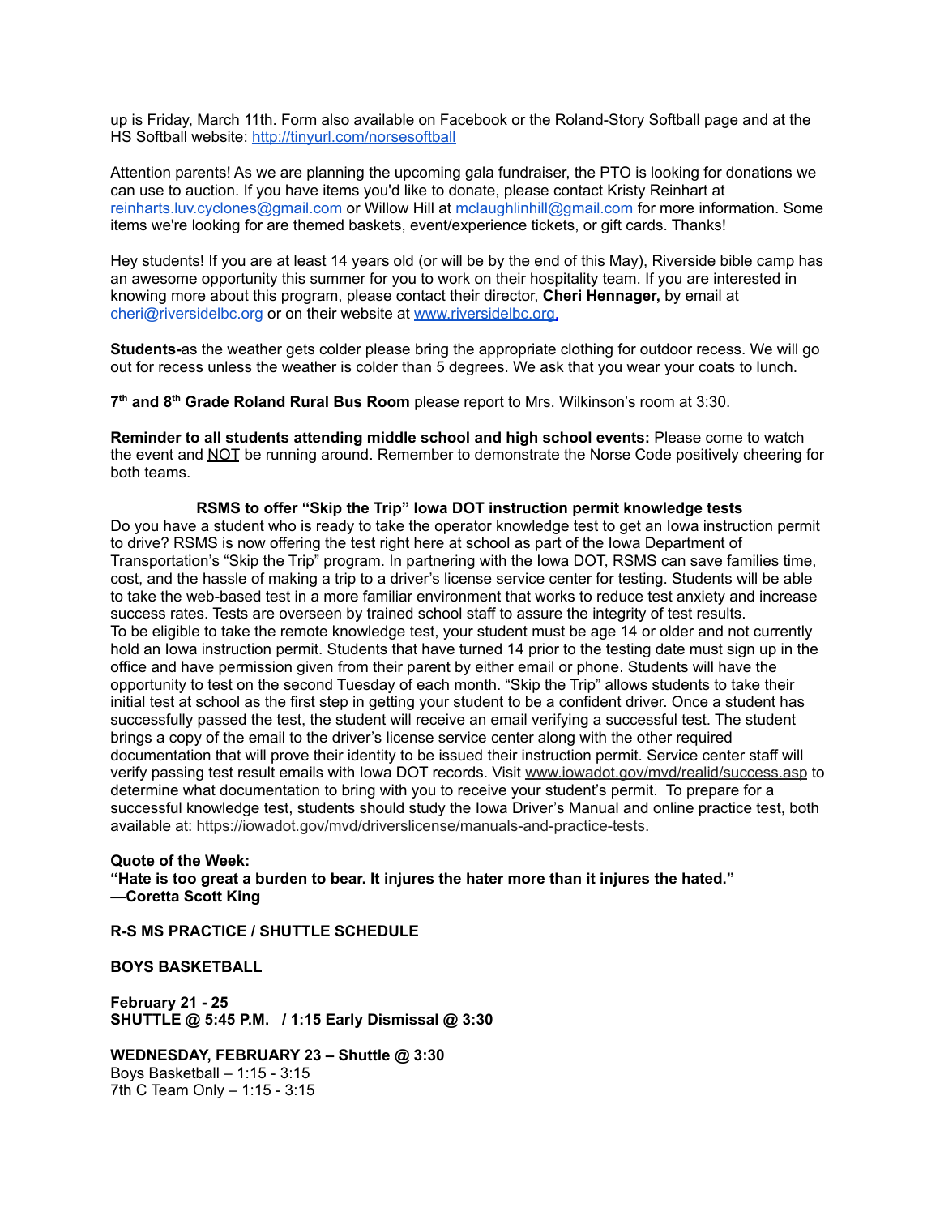up is Friday, March 11th. Form also available on Facebook or the Roland-Story Softball page and at the HS Softball website: http://tinyurl.com/norsesoftball

Attention parents! As we are planning the upcoming gala fundraiser, the PTO is looking for donations we can use to auction. If you have items you'd like to donate, please contact Kristy Reinhart at reinharts.luv.cyclones@gmail.com or Willow Hill at mclaughlinhill@gmail.com for more information. Some items we're looking for are themed baskets, event/experience tickets, or gift cards. Thanks!

Hey students! If you are at least 14 years old (or will be by the end of this May), Riverside bible camp has an awesome opportunity this summer for you to work on their hospitality team. If you are interested in knowing more about this program, please contact their director, **Cheri Hennager,** by email at cheri@riversidelbc.org or on their website at www.riversidelbc.org.

**Students-**as the weather gets colder please bring the appropriate clothing for outdoor recess. We will go out for recess unless the weather is colder than 5 degrees. We ask that you wear your coats to lunch.

**7th and 8th Grade Roland Rural Bus Room** please report to Mrs. Wilkinson's room at 3:30.

**Reminder to all students attending middle school and high school events:** Please come to watch the event and NOT be running around. Remember to demonstrate the Norse Code positively cheering for both teams.

**RSMS to offer "Skip the Trip" Iowa DOT instruction permit knowledge tests**

Do you have a student who is ready to take the operator knowledge test to get an Iowa instruction permit to drive? RSMS is now offering the test right here at school as part of the Iowa Department of Transportation's "Skip the Trip" program. In partnering with the Iowa DOT, RSMS can save families time, cost, and the hassle of making a trip to a driver's license service center for testing. Students will be able to take the web-based test in a more familiar environment that works to reduce test anxiety and increase success rates. Tests are overseen by trained school staff to assure the integrity of test results.

To be eligible to take the remote knowledge test, your student must be age 14 or older and not currently hold an Iowa instruction permit. Students that have turned 14 prior to the testing date must sign up in the office and have permission given from their parent by either email or phone. Students will have the opportunity to test on the second Tuesday of each month. "Skip the Trip" allows students to take their initial test at school as the first step in getting your student to be a confident driver. Once a student has successfully passed the test, the student will receive an email verifying a successful test. The student brings a copy of the email to the driver's license service center along with the other required documentation that will prove their identity to be issued their instruction permit. Service center staff will verify passing test result emails with Iowa DOT records. Visit www.iowadot.gov/mvd/realid/success.asp to determine what documentation to bring with you to receive your student's permit. To prepare for a successful knowledge test, students should study the Iowa Driver's Manual and online practice test, both available at: https://iowadot.gov/mvd/driverslicense/manuals-and-practice-tests.

**Quote of the Week:**
**"Hate is too great a burden to bear. It injures the hater more than it injures the hated."**
**—Coretta Scott King**

**R-S MS PRACTICE / SHUTTLE SCHEDULE**

**BOYS BASKETBALL**

**February 21 - 25**
**SHUTTLE @ 5:45 P.M. / 1:15 Early Dismissal @ 3:30**

**WEDNESDAY, FEBRUARY 23 – Shuttle @ 3:30**
Boys Basketball – 1:15 - 3:15
7th C Team Only – 1:15 - 3:15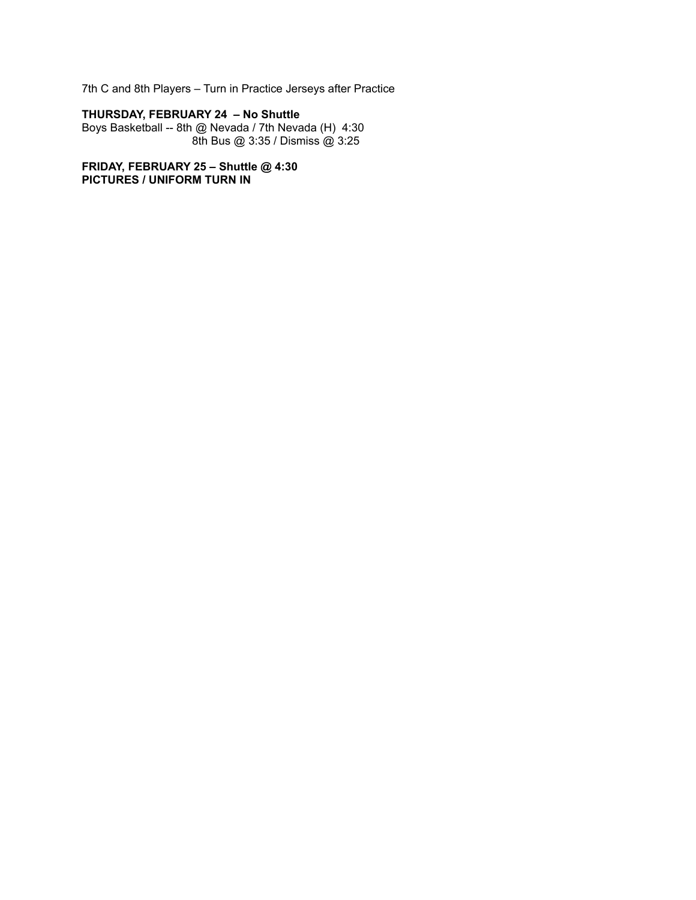7th C and 8th Players – Turn in Practice Jerseys after Practice

**THURSDAY, FEBRUARY 24 – No Shuttle**
Boys Basketball -- 8th @ Nevada / 7th Nevada (H) 4:30
8th Bus @ 3:35 / Dismiss @ 3:25

**FRIDAY, FEBRUARY 25 – Shuttle @ 4:30**
**PICTURES / UNIFORM TURN IN**